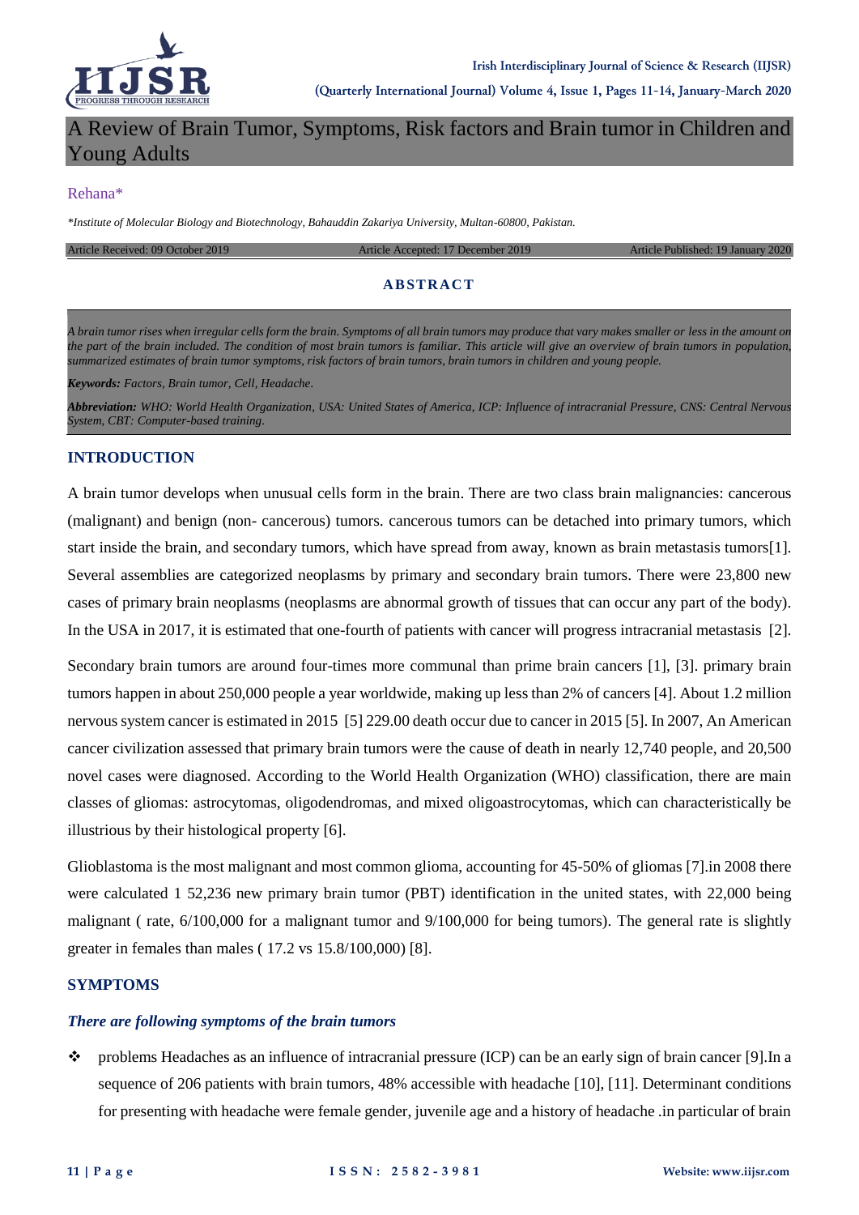# A Review of Brain Tumor, Symptoms, Risk factors and Brain tumor in Children and Young Adults

Rehana*

*\*Institute of Molecular Biology and Biotechnology, Bahauddin Zakariya University, Multan-60800, Pakistan.*

Article Received: 09 October 2019 | Article Accepted: 17 December 2019 | Article Published: 19 January 2020

### ABSTRACT

*A brain tumor rises when irregular cells form the brain. Symptoms of all brain tumors may produce that vary makes smaller or less in the amount on the part of the brain included. The condition of most brain tumors is familiar. This article will give an overview of brain tumors in population, summarized estimates of brain tumor symptoms, risk factors of brain tumors, brain tumors in children and young people.*

***Keywords:*** *Factors, Brain tumor, Cell, Headache.*

***Abbreviation:*** *WHO: World Health Organization, USA: United States of America, ICP: Influence of intracranial Pressure, CNS: Central Nervous System, CBT: Computer-based training.*

## INTRODUCTION

A brain tumor develops when unusual cells form in the brain. There are two class brain malignancies: cancerous (malignant) and benign (non- cancerous) tumors. cancerous tumors can be detached into primary tumors, which start inside the brain, and secondary tumors, which have spread from away, known as brain metastasis tumors[1]. Several assemblies are categorized neoplasms by primary and secondary brain tumors. There were 23,800 new cases of primary brain neoplasms (neoplasms are abnormal growth of tissues that can occur any part of the body). In the USA in 2017, it is estimated that one-fourth of patients with cancer will progress intracranial metastasis [2].

Secondary brain tumors are around four-times more communal than prime brain cancers [1], [3]. primary brain tumors happen in about 250,000 people a year worldwide, making up less than 2% of cancers [4]. About 1.2 million nervous system cancer is estimated in 2015 [5] 229.00 death occur due to cancer in 2015 [5]. In 2007, An American cancer civilization assessed that primary brain tumors were the cause of death in nearly 12,740 people, and 20,500 novel cases were diagnosed. According to the World Health Organization (WHO) classification, there are main classes of gliomas: astrocytomas, oligodendromas, and mixed oligoastrocytomas, which can characteristically be illustrious by their histological property [6].

Glioblastoma is the most malignant and most common glioma, accounting for 45-50% of gliomas [7].in 2008 there were calculated 1 52,236 new primary brain tumor (PBT) identification in the united states, with 22,000 being malignant ( rate, 6/100,000 for a malignant tumor and 9/100,000 for being tumors). The general rate is slightly greater in females than males ( 17.2 vs 15.8/100,000) [8].

## SYMPTOMS

### *There are following symptoms of the brain tumors*

- problems Headaches as an influence of intracranial pressure (ICP) can be an early sign of brain cancer [9].In a sequence of 206 patients with brain tumors, 48% accessible with headache [10], [11]. Determinant conditions for presenting with headache were female gender, juvenile age and a history of headache .in particular of brain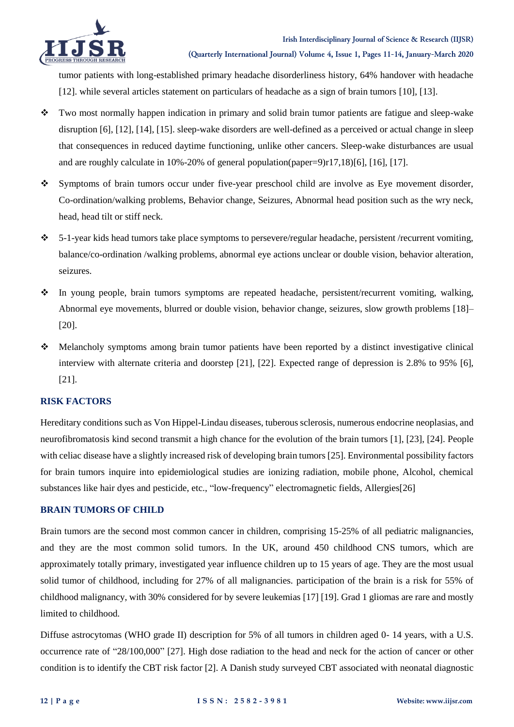tumor patients with long-established primary headache disorderliness history, 64% handover with headache [12]. while several articles statement on particulars of headache as a sign of brain tumors [10], [13].

- Two most normally happen indication in primary and solid brain tumor patients are fatigue and sleep-wake disruption [6], [12], [14], [15]. sleep-wake disorders are well-defined as a perceived or actual change in sleep that consequences in reduced daytime functioning, unlike other cancers. Sleep-wake disturbances are usual and are roughly calculate in 10%-20% of general population(paper=9)r17,18)[6], [16], [17].
- Symptoms of brain tumors occur under five-year preschool child are involve as Eye movement disorder, Co-ordination/walking problems, Behavior change, Seizures, Abnormal head position such as the wry neck, head, head tilt or stiff neck.
- 5-1-year kids head tumors take place symptoms to persevere/regular headache, persistent /recurrent vomiting, balance/co-ordination /walking problems, abnormal eye actions unclear or double vision, behavior alteration, seizures.
- In young people, brain tumors symptoms are repeated headache, persistent/recurrent vomiting, walking, Abnormal eye movements, blurred or double vision, behavior change, seizures, slow growth problems [18]–[20].
- Melancholy symptoms among brain tumor patients have been reported by a distinct investigative clinical interview with alternate criteria and doorstep [21], [22]. Expected range of depression is 2.8% to 95% [6], [21].

## RISK FACTORS

Hereditary conditions such as Von Hippel-Lindau diseases, tuberous sclerosis, numerous endocrine neoplasias, and neurofibromatosis kind second transmit a high chance for the evolution of the brain tumors [1], [23], [24]. People with celiac disease have a slightly increased risk of developing brain tumors [25]. Environmental possibility factors for brain tumors inquire into epidemiological studies are ionizing radiation, mobile phone, Alcohol, chemical substances like hair dyes and pesticide, etc., "low-frequency" electromagnetic fields, Allergies[26]

## BRAIN TUMORS OF CHILD

Brain tumors are the second most common cancer in children, comprising 15-25% of all pediatric malignancies, and they are the most common solid tumors. In the UK, around 450 childhood CNS tumors, which are approximately totally primary, investigated year influence children up to 15 years of age. They are the most usual solid tumor of childhood, including for 27% of all malignancies. participation of the brain is a risk for 55% of childhood malignancy, with 30% considered for by severe leukemias [17] [19]. Grad 1 gliomas are rare and mostly limited to childhood.

Diffuse astrocytomas (WHO grade II) description for 5% of all tumors in children aged 0- 14 years, with a U.S. occurrence rate of "28/100,000" [27]. High dose radiation to the head and neck for the action of cancer or other condition is to identify the CBT risk factor [2]. A Danish study surveyed CBT associated with neonatal diagnostic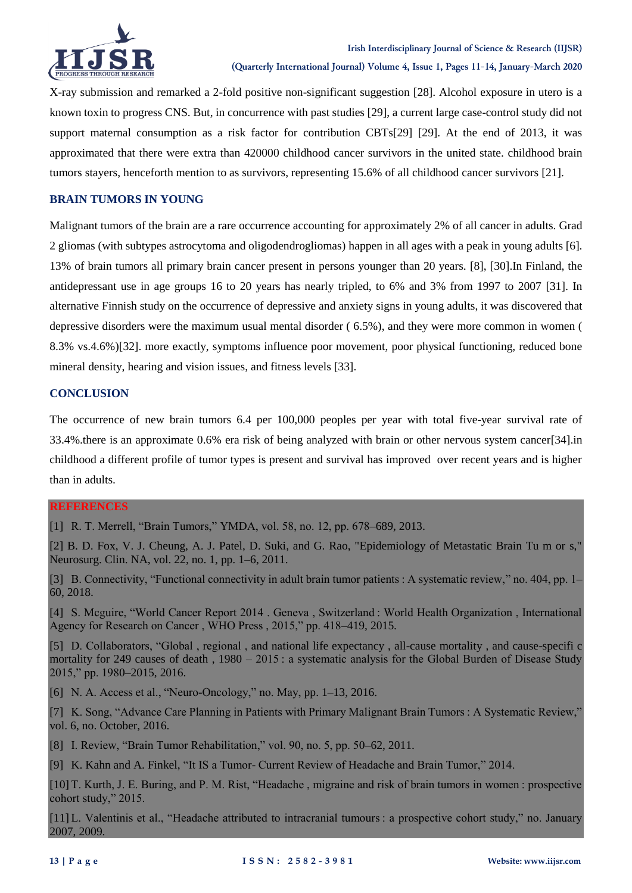X-ray submission and remarked a 2-fold positive non-significant suggestion [28]. Alcohol exposure in utero is a known toxin to progress CNS. But, in concurrence with past studies [29], a current large case-control study did not support maternal consumption as a risk factor for contribution CBTs[29] [29]. At the end of 2013, it was approximated that there were extra than 420000 childhood cancer survivors in the united state. childhood brain tumors stayers, henceforth mention to as survivors, representing 15.6% of all childhood cancer survivors [21].

## BRAIN TUMORS IN YOUNG

Malignant tumors of the brain are a rare occurrence accounting for approximately 2% of all cancer in adults. Grad 2 gliomas (with subtypes astrocytoma and oligodendrogliomas) happen in all ages with a peak in young adults [6]. 13% of brain tumors all primary brain cancer present in persons younger than 20 years. [8], [30].In Finland, the antidepressant use in age groups 16 to 20 years has nearly tripled, to 6% and 3% from 1997 to 2007 [31]. In alternative Finnish study on the occurrence of depressive and anxiety signs in young adults, it was discovered that depressive disorders were the maximum usual mental disorder ( 6.5%), and they were more common in women ( 8.3% vs.4.6%)[32]. more exactly, symptoms influence poor movement, poor physical functioning, reduced bone mineral density, hearing and vision issues, and fitness levels [33].

## CONCLUSION

The occurrence of new brain tumors 6.4 per 100,000 peoples per year with total five-year survival rate of 33.4%.there is an approximate 0.6% era risk of being analyzed with brain or other nervous system cancer[34].in childhood a different profile of tumor types is present and survival has improved over recent years and is higher than in adults.

## REFERENCES

[1] R. T. Merrell, "Brain Tumors," YMDA, vol. 58, no. 12, pp. 678–689, 2013.

[2] B. D. Fox, V. J. Cheung, A. J. Patel, D. Suki, and G. Rao, "Epidemiology of Metastatic Brain Tu m or s," Neurosurg. Clin. NA, vol. 22, no. 1, pp. 1–6, 2011.

[3] B. Connectivity, "Functional connectivity in adult brain tumor patients : A systematic review," no. 404, pp. 1–60, 2018.

[4] S. Mcguire, "World Cancer Report 2014 . Geneva , Switzerland : World Health Organization , International Agency for Research on Cancer , WHO Press , 2015," pp. 418–419, 2015.

[5] D. Collaborators, "Global , regional , and national life expectancy , all-cause mortality , and cause-specifi c mortality for 249 causes of death , 1980 – 2015 : a systematic analysis for the Global Burden of Disease Study 2015," pp. 1980–2015, 2016.

[6] N. A. Access et al., "Neuro-Oncology," no. May, pp. 1–13, 2016.

[7] K. Song, "Advance Care Planning in Patients with Primary Malignant Brain Tumors : A Systematic Review," vol. 6, no. October, 2016.

[8] I. Review, "Brain Tumor Rehabilitation," vol. 90, no. 5, pp. 50–62, 2011.

[9] K. Kahn and A. Finkel, "It IS a Tumor- Current Review of Headache and Brain Tumor," 2014.

[10] T. Kurth, J. E. Buring, and P. M. Rist, "Headache , migraine and risk of brain tumors in women : prospective cohort study," 2015.

[11] L. Valentinis et al., "Headache attributed to intracranial tumours : a prospective cohort study," no. January 2007, 2009.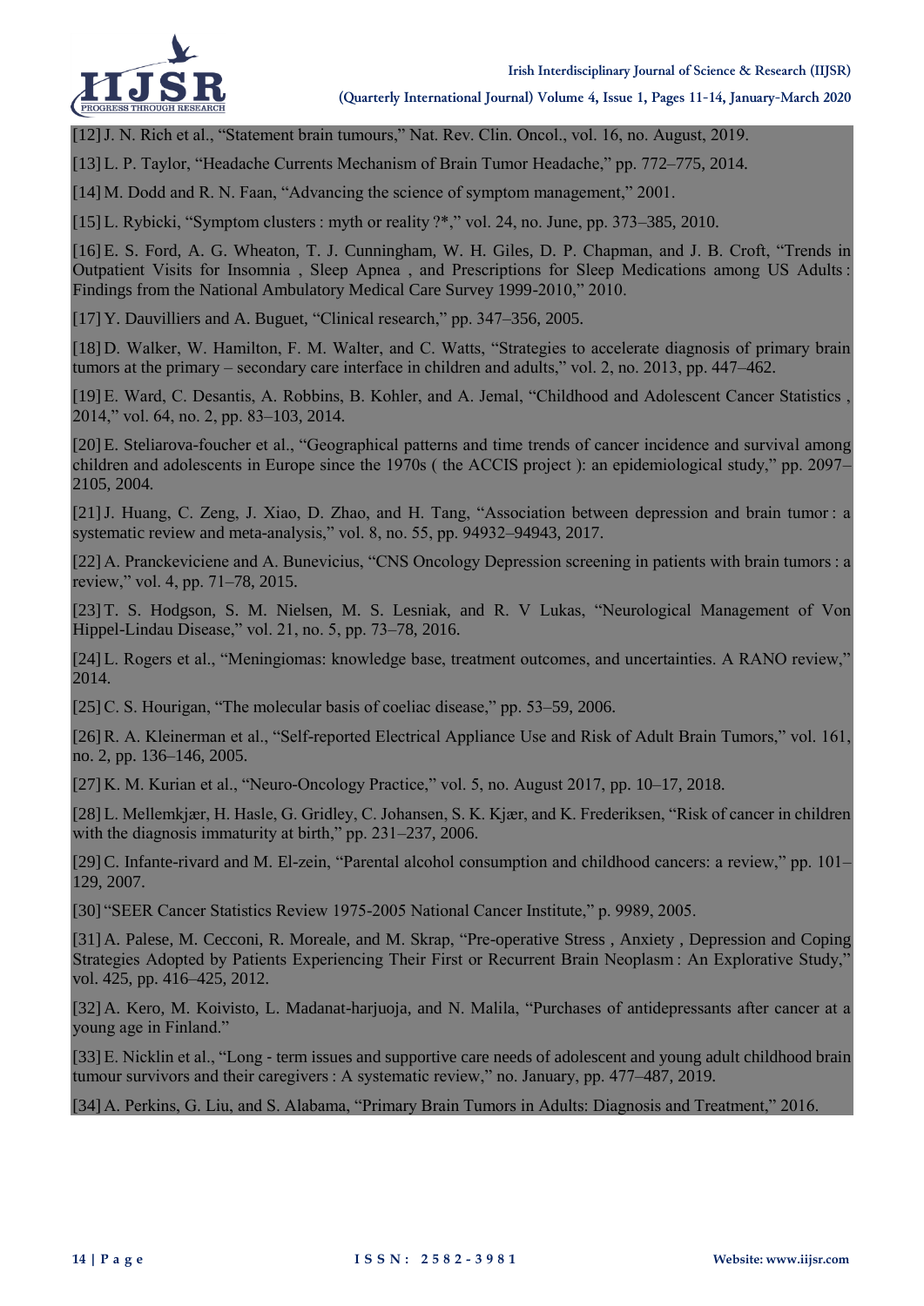[12] J. N. Rich et al., "Statement brain tumours," Nat. Rev. Clin. Oncol., vol. 16, no. August, 2019.

[13] L. P. Taylor, "Headache Currents Mechanism of Brain Tumor Headache," pp. 772–775, 2014.

[14] M. Dodd and R. N. Faan, "Advancing the science of symptom management," 2001.

[15] L. Rybicki, "Symptom clusters : myth or reality ?*," vol. 24, no. June, pp. 373–385, 2010.

[16] E. S. Ford, A. G. Wheaton, T. J. Cunningham, W. H. Giles, D. P. Chapman, and J. B. Croft, "Trends in Outpatient Visits for Insomnia , Sleep Apnea , and Prescriptions for Sleep Medications among US Adults : Findings from the National Ambulatory Medical Care Survey 1999-2010," 2010.

[17] Y. Dauvilliers and A. Buguet, "Clinical research," pp. 347–356, 2005.

[18] D. Walker, W. Hamilton, F. M. Walter, and C. Watts, "Strategies to accelerate diagnosis of primary brain tumors at the primary – secondary care interface in children and adults," vol. 2, no. 2013, pp. 447–462.

[19] E. Ward, C. Desantis, A. Robbins, B. Kohler, and A. Jemal, "Childhood and Adolescent Cancer Statistics , 2014," vol. 64, no. 2, pp. 83–103, 2014.

[20] E. Steliarova-foucher et al., "Geographical patterns and time trends of cancer incidence and survival among children and adolescents in Europe since the 1970s ( the ACCIS project ): an epidemiological study," pp. 2097–2105, 2004.

[21] J. Huang, C. Zeng, J. Xiao, D. Zhao, and H. Tang, "Association between depression and brain tumor : a systematic review and meta-analysis," vol. 8, no. 55, pp. 94932–94943, 2017.

[22] A. Pranckeviciene and A. Bunevicius, "CNS Oncology Depression screening in patients with brain tumors : a review," vol. 4, pp. 71–78, 2015.

[23] T. S. Hodgson, S. M. Nielsen, M. S. Lesniak, and R. V Lukas, "Neurological Management of Von Hippel-Lindau Disease," vol. 21, no. 5, pp. 73–78, 2016.

[24] L. Rogers et al., "Meningiomas: knowledge base, treatment outcomes, and uncertainties. A RANO review," 2014.

[25] C. S. Hourigan, "The molecular basis of coeliac disease," pp. 53–59, 2006.

[26] R. A. Kleinerman et al., "Self-reported Electrical Appliance Use and Risk of Adult Brain Tumors," vol. 161, no. 2, pp. 136–146, 2005.

[27] K. M. Kurian et al., "Neuro-Oncology Practice," vol. 5, no. August 2017, pp. 10–17, 2018.

[28] L. Mellemkjær, H. Hasle, G. Gridley, C. Johansen, S. K. Kjær, and K. Frederiksen, "Risk of cancer in children with the diagnosis immaturity at birth," pp. 231–237, 2006.

[29] C. Infante-rivard and M. El-zein, "Parental alcohol consumption and childhood cancers: a review," pp. 101–129, 2007.

[30] "SEER Cancer Statistics Review 1975-2005 National Cancer Institute," p. 9989, 2005.

[31] A. Palese, M. Cecconi, R. Moreale, and M. Skrap, "Pre-operative Stress , Anxiety , Depression and Coping Strategies Adopted by Patients Experiencing Their First or Recurrent Brain Neoplasm : An Explorative Study," vol. 425, pp. 416–425, 2012.

[32] A. Kero, M. Koivisto, L. Madanat-harjuoja, and N. Malila, "Purchases of antidepressants after cancer at a young age in Finland."

[33] E. Nicklin et al., "Long - term issues and supportive care needs of adolescent and young adult childhood brain tumour survivors and their caregivers : A systematic review," no. January, pp. 477–487, 2019.

[34] A. Perkins, G. Liu, and S. Alabama, "Primary Brain Tumors in Adults: Diagnosis and Treatment," 2016.